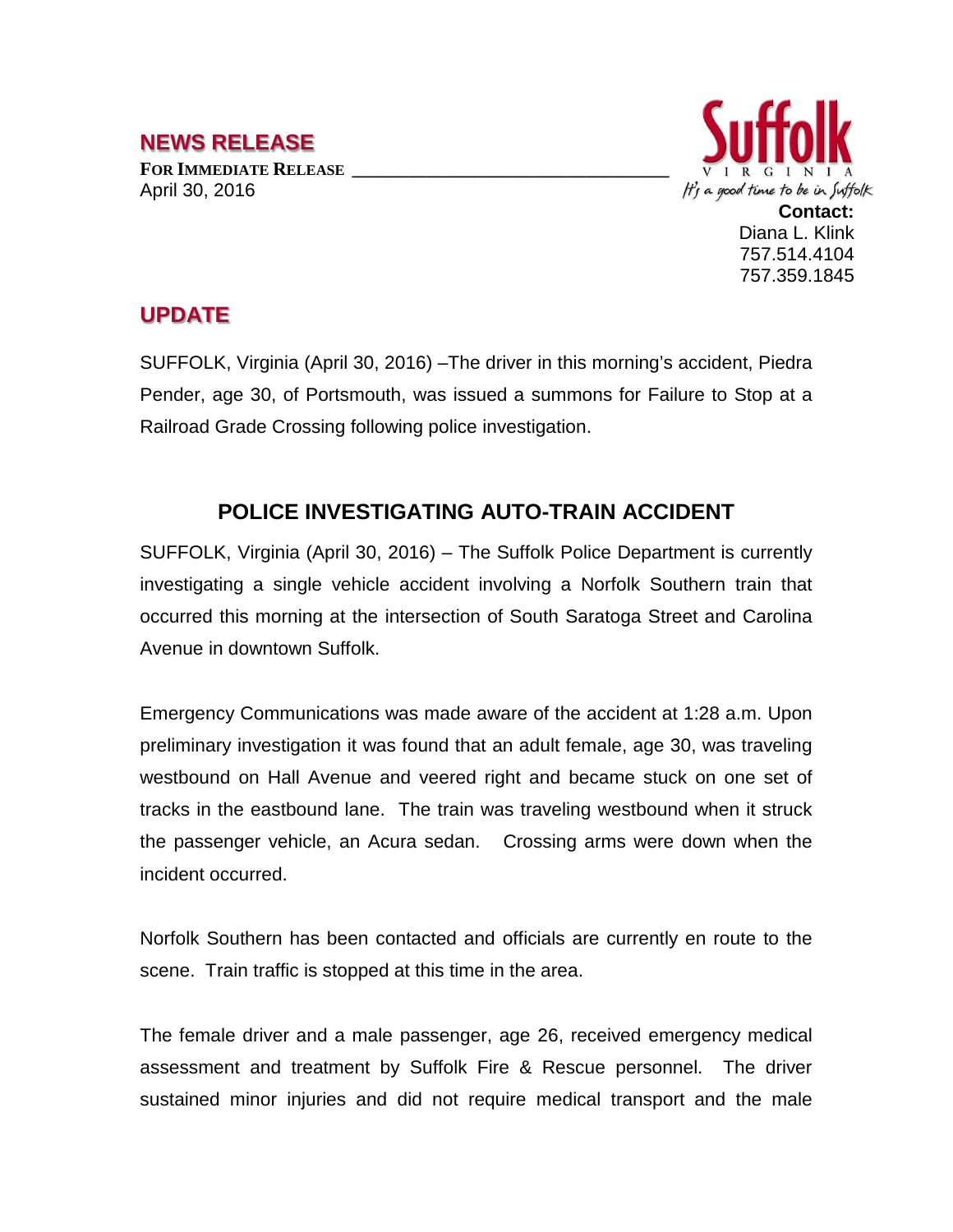# NEWS RELEASE

**FOR IMMEDIATE RELEASE**
April 30, 2016

Suffolk
VIRGINIA
It's a good time to be in Suffolk

**Contact:**
Diana L. Klink
757.514.4104
757.359.1845

## UPDATE

SUFFOLK, Virginia (April 30, 2016) –The driver in this morning's accident, Piedra Pender, age 30, of Portsmouth, was issued a summons for Failure to Stop at a Railroad Grade Crossing following police investigation.

## POLICE INVESTIGATING AUTO-TRAIN ACCIDENT

SUFFOLK, Virginia (April 30, 2016) – The Suffolk Police Department is currently investigating a single vehicle accident involving a Norfolk Southern train that occurred this morning at the intersection of South Saratoga Street and Carolina Avenue in downtown Suffolk.

Emergency Communications was made aware of the accident at 1:28 a.m. Upon preliminary investigation it was found that an adult female, age 30, was traveling westbound on Hall Avenue and veered right and became stuck on one set of tracks in the eastbound lane. The train was traveling westbound when it struck the passenger vehicle, an Acura sedan. Crossing arms were down when the incident occurred.

Norfolk Southern has been contacted and officials are currently en route to the scene. Train traffic is stopped at this time in the area.

The female driver and a male passenger, age 26, received emergency medical assessment and treatment by Suffolk Fire & Rescue personnel. The driver sustained minor injuries and did not require medical transport and the male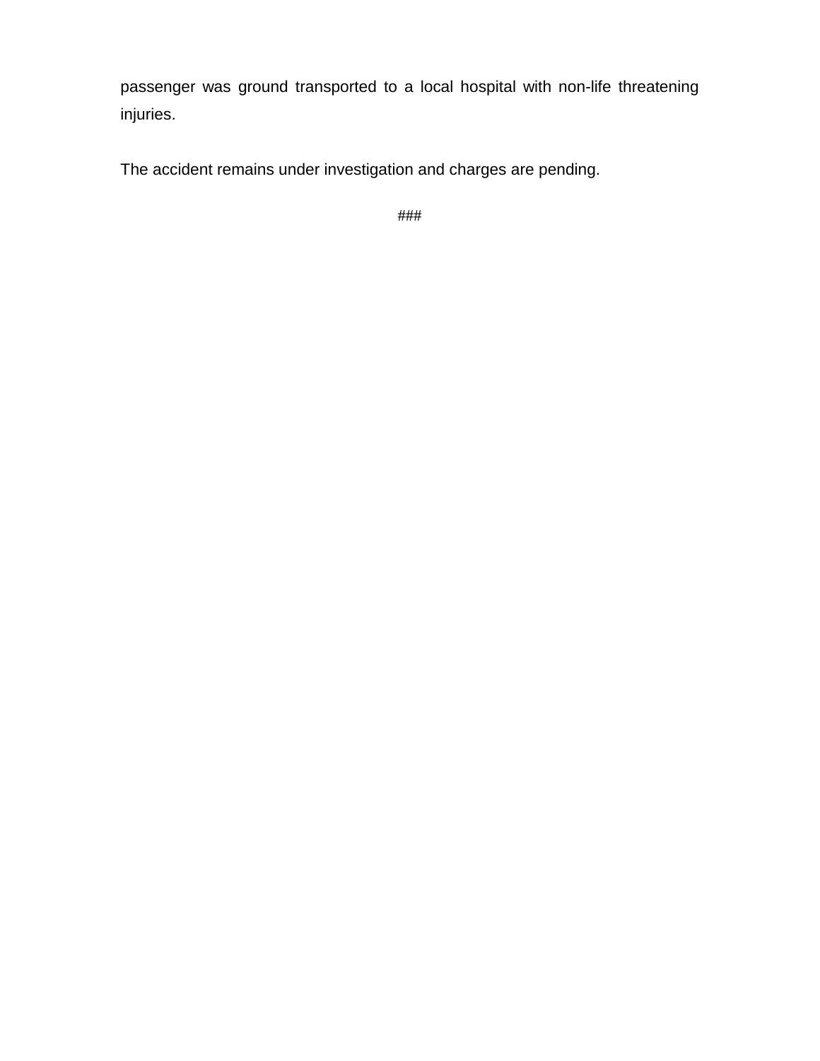passenger was ground transported to a local hospital with non-life threatening injuries.

The accident remains under investigation and charges are pending.

###